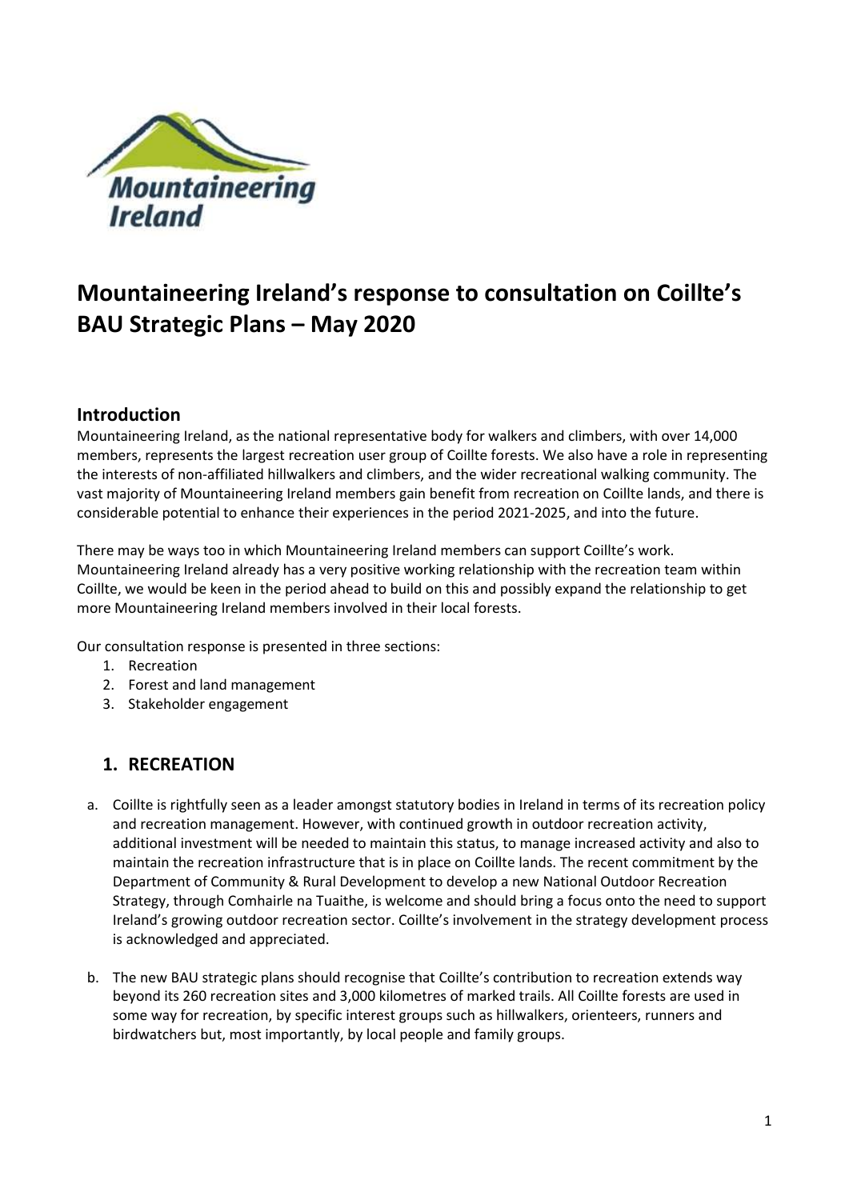# Mountaineering Ireland's response to consultation on Coillte's BAU Strategic Plans – May 2020

## Introduction

Mountaineering Ireland, as the national representative body for walkers and climbers, with over 14,000 members, represents the largest recreation user group of Coillte forests. We also have a role in representing the interests of non-affiliated hillwalkers and climbers, and the wider recreational walking community. The vast majority of Mountaineering Ireland members gain benefit from recreation on Coillte lands, and there is considerable potential to enhance their experiences in the period 2021-2025, and into the future.

There may be ways too in which Mountaineering Ireland members can support Coillte's work. Mountaineering Ireland already has a very positive working relationship with the recreation team within Coillte, we would be keen in the period ahead to build on this and possibly expand the relationship to get more Mountaineering Ireland members involved in their local forests.

Our consultation response is presented in three sections:

1. Recreation
2. Forest and land management
3. Stakeholder engagement

## 1. RECREATION

a. Coillte is rightfully seen as a leader amongst statutory bodies in Ireland in terms of its recreation policy and recreation management. However, with continued growth in outdoor recreation activity, additional investment will be needed to maintain this status, to manage increased activity and also to maintain the recreation infrastructure that is in place on Coillte lands. The recent commitment by the Department of Community & Rural Development to develop a new National Outdoor Recreation Strategy, through Comhairle na Tuaithe, is welcome and should bring a focus onto the need to support Ireland's growing outdoor recreation sector. Coillte's involvement in the strategy development process is acknowledged and appreciated.

b. The new BAU strategic plans should recognise that Coillte's contribution to recreation extends way beyond its 260 recreation sites and 3,000 kilometres of marked trails. All Coillte forests are used in some way for recreation, by specific interest groups such as hillwalkers, orienteers, runners and birdwatchers but, most importantly, by local people and family groups.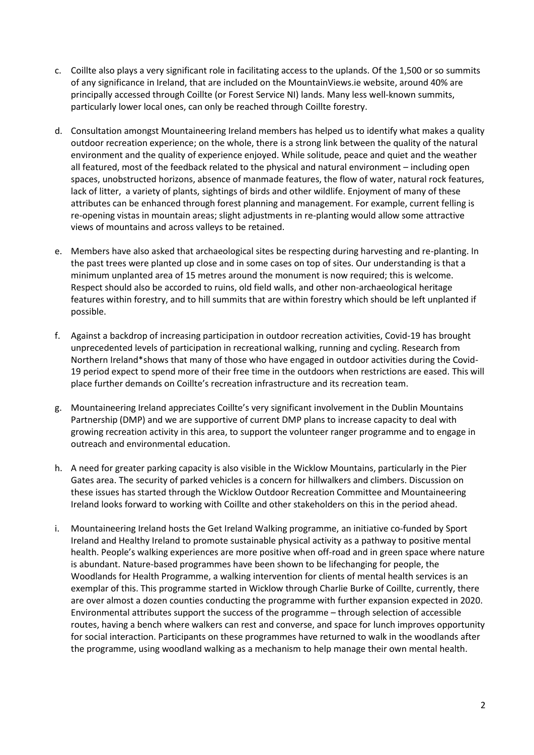c. Coillte also plays a very significant role in facilitating access to the uplands. Of the 1,500 or so summits of any significance in Ireland, that are included on the MountainViews.ie website, around 40% are principally accessed through Coillte (or Forest Service NI) lands. Many less well-known summits, particularly lower local ones, can only be reached through Coillte forestry.

d. Consultation amongst Mountaineering Ireland members has helped us to identify what makes a quality outdoor recreation experience; on the whole, there is a strong link between the quality of the natural environment and the quality of experience enjoyed. While solitude, peace and quiet and the weather all featured, most of the feedback related to the physical and natural environment – including open spaces, unobstructed horizons, absence of manmade features, the flow of water, natural rock features, lack of litter, a variety of plants, sightings of birds and other wildlife. Enjoyment of many of these attributes can be enhanced through forest planning and management. For example, current felling is re-opening vistas in mountain areas; slight adjustments in re-planting would allow some attractive views of mountains and across valleys to be retained.

e. Members have also asked that archaeological sites be respecting during harvesting and re-planting. In the past trees were planted up close and in some cases on top of sites. Our understanding is that a minimum unplanted area of 15 metres around the monument is now required; this is welcome. Respect should also be accorded to ruins, old field walls, and other non-archaeological heritage features within forestry, and to hill summits that are within forestry which should be left unplanted if possible.

f. Against a backdrop of increasing participation in outdoor recreation activities, Covid-19 has brought unprecedented levels of participation in recreational walking, running and cycling. Research from Northern Ireland*shows that many of those who have engaged in outdoor activities during the Covid-19 period expect to spend more of their free time in the outdoors when restrictions are eased. This will place further demands on Coillte's recreation infrastructure and its recreation team.

g. Mountaineering Ireland appreciates Coillte's very significant involvement in the Dublin Mountains Partnership (DMP) and we are supportive of current DMP plans to increase capacity to deal with growing recreation activity in this area, to support the volunteer ranger programme and to engage in outreach and environmental education.

h. A need for greater parking capacity is also visible in the Wicklow Mountains, particularly in the Pier Gates area. The security of parked vehicles is a concern for hillwalkers and climbers. Discussion on these issues has started through the Wicklow Outdoor Recreation Committee and Mountaineering Ireland looks forward to working with Coillte and other stakeholders on this in the period ahead.

i. Mountaineering Ireland hosts the Get Ireland Walking programme, an initiative co-funded by Sport Ireland and Healthy Ireland to promote sustainable physical activity as a pathway to positive mental health. People's walking experiences are more positive when off-road and in green space where nature is abundant. Nature-based programmes have been shown to be lifechanging for people, the Woodlands for Health Programme, a walking intervention for clients of mental health services is an exemplar of this. This programme started in Wicklow through Charlie Burke of Coillte, currently, there are over almost a dozen counties conducting the programme with further expansion expected in 2020. Environmental attributes support the success of the programme – through selection of accessible routes, having a bench where walkers can rest and converse, and space for lunch improves opportunity for social interaction. Participants on these programmes have returned to walk in the woodlands after the programme, using woodland walking as a mechanism to help manage their own mental health.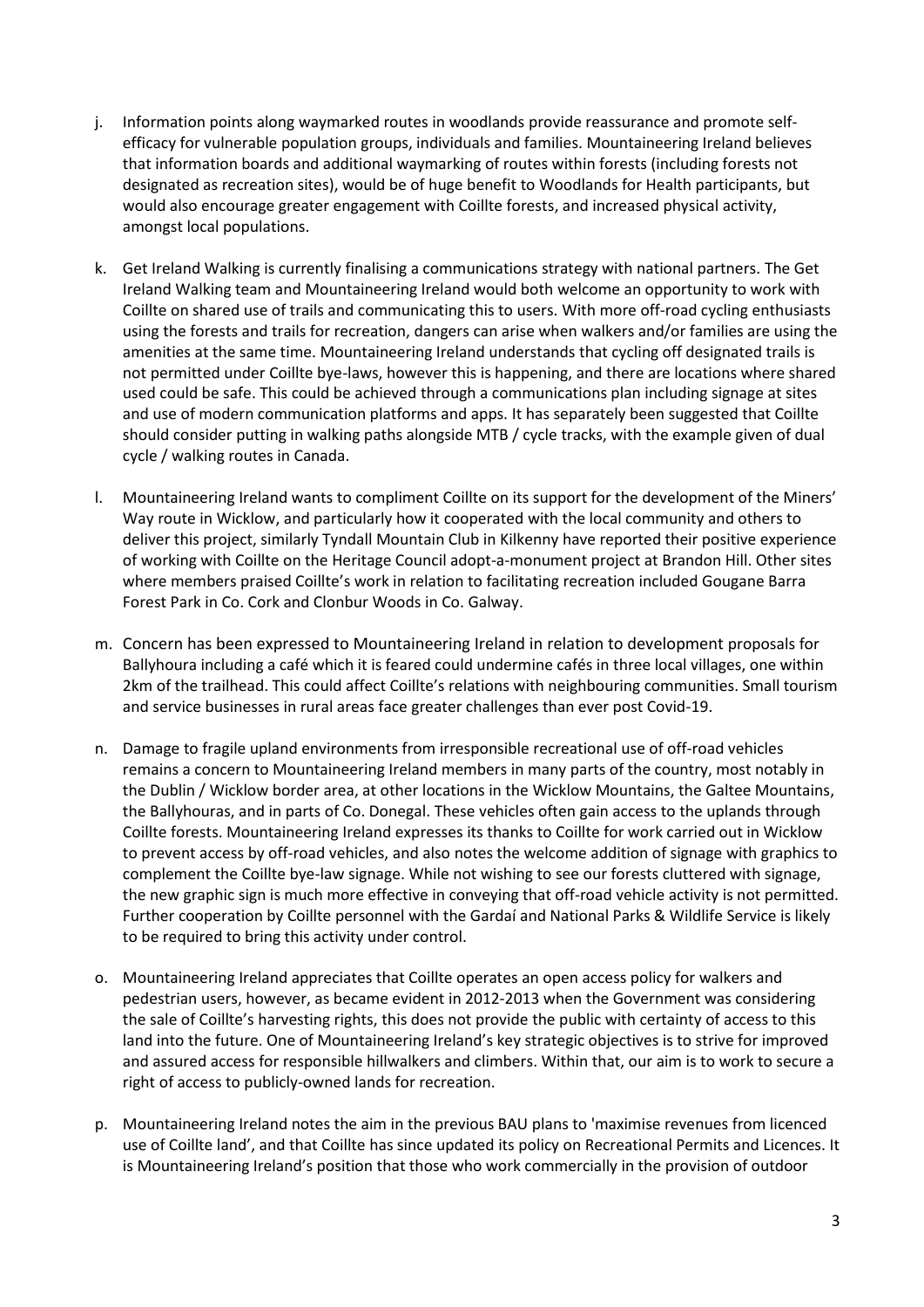j. Information points along waymarked routes in woodlands provide reassurance and promote self-efficacy for vulnerable population groups, individuals and families. Mountaineering Ireland believes that information boards and additional waymarking of routes within forests (including forests not designated as recreation sites), would be of huge benefit to Woodlands for Health participants, but would also encourage greater engagement with Coillte forests, and increased physical activity, amongst local populations.

k. Get Ireland Walking is currently finalising a communications strategy with national partners. The Get Ireland Walking team and Mountaineering Ireland would both welcome an opportunity to work with Coillte on shared use of trails and communicating this to users. With more off-road cycling enthusiasts using the forests and trails for recreation, dangers can arise when walkers and/or families are using the amenities at the same time. Mountaineering Ireland understands that cycling off designated trails is not permitted under Coillte bye-laws, however this is happening, and there are locations where shared used could be safe. This could be achieved through a communications plan including signage at sites and use of modern communication platforms and apps. It has separately been suggested that Coillte should consider putting in walking paths alongside MTB / cycle tracks, with the example given of dual cycle / walking routes in Canada.

l. Mountaineering Ireland wants to compliment Coillte on its support for the development of the Miners' Way route in Wicklow, and particularly how it cooperated with the local community and others to deliver this project, similarly Tyndall Mountain Club in Kilkenny have reported their positive experience of working with Coillte on the Heritage Council adopt-a-monument project at Brandon Hill. Other sites where members praised Coillte's work in relation to facilitating recreation included Gougane Barra Forest Park in Co. Cork and Clonbur Woods in Co. Galway.

m. Concern has been expressed to Mountaineering Ireland in relation to development proposals for Ballyhoura including a café which it is feared could undermine cafés in three local villages, one within 2km of the trailhead. This could affect Coillte's relations with neighbouring communities. Small tourism and service businesses in rural areas face greater challenges than ever post Covid-19.

n. Damage to fragile upland environments from irresponsible recreational use of off-road vehicles remains a concern to Mountaineering Ireland members in many parts of the country, most notably in the Dublin / Wicklow border area, at other locations in the Wicklow Mountains, the Galtee Mountains, the Ballyhouras, and in parts of Co. Donegal. These vehicles often gain access to the uplands through Coillte forests. Mountaineering Ireland expresses its thanks to Coillte for work carried out in Wicklow to prevent access by off-road vehicles, and also notes the welcome addition of signage with graphics to complement the Coillte bye-law signage. While not wishing to see our forests cluttered with signage, the new graphic sign is much more effective in conveying that off-road vehicle activity is not permitted. Further cooperation by Coillte personnel with the Gardaí and National Parks & Wildlife Service is likely to be required to bring this activity under control.

o. Mountaineering Ireland appreciates that Coillte operates an open access policy for walkers and pedestrian users, however, as became evident in 2012-2013 when the Government was considering the sale of Coillte's harvesting rights, this does not provide the public with certainty of access to this land into the future. One of Mountaineering Ireland's key strategic objectives is to strive for improved and assured access for responsible hillwalkers and climbers. Within that, our aim is to work to secure a right of access to publicly-owned lands for recreation.

p. Mountaineering Ireland notes the aim in the previous BAU plans to 'maximise revenues from licenced use of Coillte land', and that Coillte has since updated its policy on Recreational Permits and Licences. It is Mountaineering Ireland's position that those who work commercially in the provision of outdoor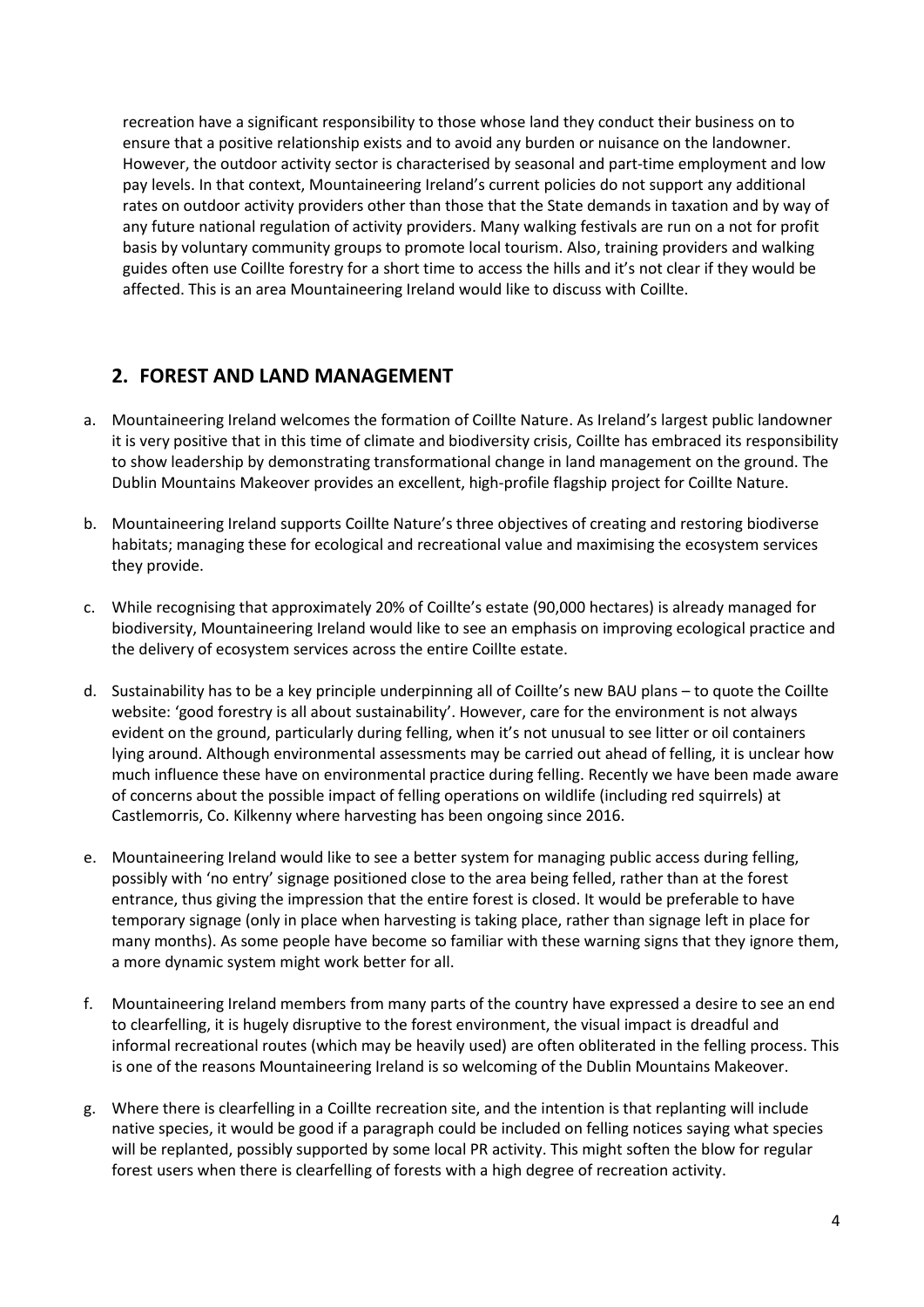recreation have a significant responsibility to those whose land they conduct their business on to ensure that a positive relationship exists and to avoid any burden or nuisance on the landowner. However, the outdoor activity sector is characterised by seasonal and part-time employment and low pay levels. In that context, Mountaineering Ireland's current policies do not support any additional rates on outdoor activity providers other than those that the State demands in taxation and by way of any future national regulation of activity providers. Many walking festivals are run on a not for profit basis by voluntary community groups to promote local tourism. Also, training providers and walking guides often use Coillte forestry for a short time to access the hills and it's not clear if they would be affected. This is an area Mountaineering Ireland would like to discuss with Coillte.

## 2. FOREST AND LAND MANAGEMENT

a. Mountaineering Ireland welcomes the formation of Coillte Nature. As Ireland's largest public landowner it is very positive that in this time of climate and biodiversity crisis, Coillte has embraced its responsibility to show leadership by demonstrating transformational change in land management on the ground. The Dublin Mountains Makeover provides an excellent, high-profile flagship project for Coillte Nature.

b. Mountaineering Ireland supports Coillte Nature's three objectives of creating and restoring biodiverse habitats; managing these for ecological and recreational value and maximising the ecosystem services they provide.

c. While recognising that approximately 20% of Coillte's estate (90,000 hectares) is already managed for biodiversity, Mountaineering Ireland would like to see an emphasis on improving ecological practice and the delivery of ecosystem services across the entire Coillte estate.

d. Sustainability has to be a key principle underpinning all of Coillte's new BAU plans – to quote the Coillte website: 'good forestry is all about sustainability'. However, care for the environment is not always evident on the ground, particularly during felling, when it's not unusual to see litter or oil containers lying around. Although environmental assessments may be carried out ahead of felling, it is unclear how much influence these have on environmental practice during felling. Recently we have been made aware of concerns about the possible impact of felling operations on wildlife (including red squirrels) at Castlemorris, Co. Kilkenny where harvesting has been ongoing since 2016.

e. Mountaineering Ireland would like to see a better system for managing public access during felling, possibly with 'no entry' signage positioned close to the area being felled, rather than at the forest entrance, thus giving the impression that the entire forest is closed. It would be preferable to have temporary signage (only in place when harvesting is taking place, rather than signage left in place for many months). As some people have become so familiar with these warning signs that they ignore them, a more dynamic system might work better for all.

f. Mountaineering Ireland members from many parts of the country have expressed a desire to see an end to clearfelling, it is hugely disruptive to the forest environment, the visual impact is dreadful and informal recreational routes (which may be heavily used) are often obliterated in the felling process. This is one of the reasons Mountaineering Ireland is so welcoming of the Dublin Mountains Makeover.

g. Where there is clearfelling in a Coillte recreation site, and the intention is that replanting will include native species, it would be good if a paragraph could be included on felling notices saying what species will be replanted, possibly supported by some local PR activity. This might soften the blow for regular forest users when there is clearfelling of forests with a high degree of recreation activity.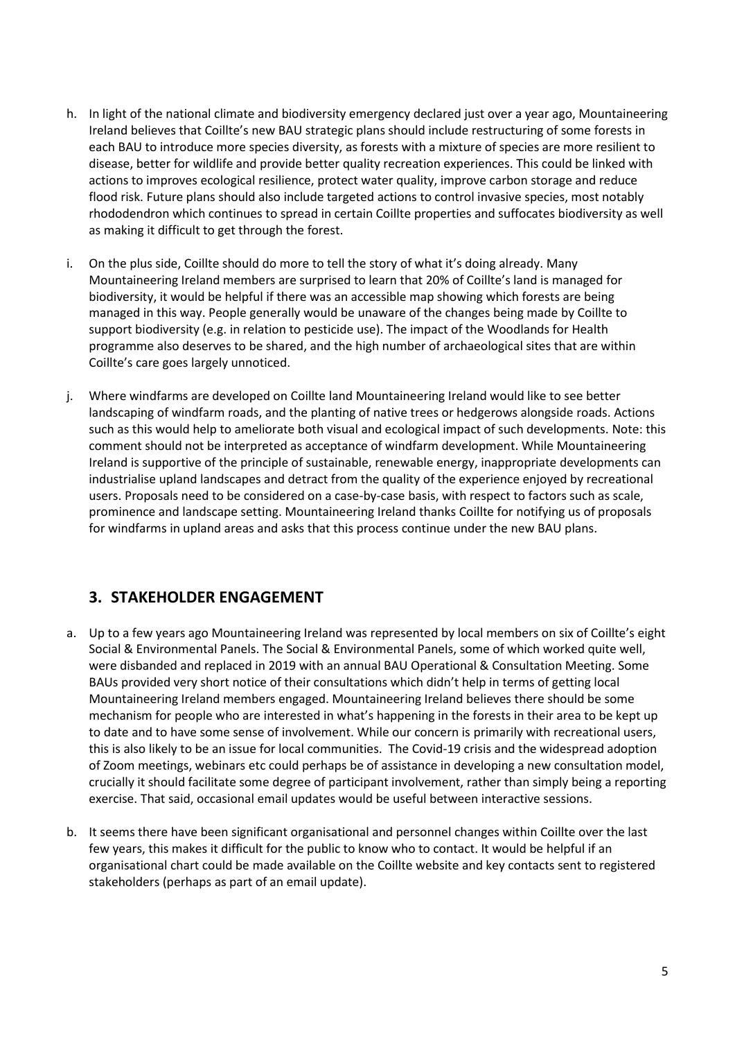h. In light of the national climate and biodiversity emergency declared just over a year ago, Mountaineering Ireland believes that Coillte's new BAU strategic plans should include restructuring of some forests in each BAU to introduce more species diversity, as forests with a mixture of species are more resilient to disease, better for wildlife and provide better quality recreation experiences. This could be linked with actions to improves ecological resilience, protect water quality, improve carbon storage and reduce flood risk. Future plans should also include targeted actions to control invasive species, most notably rhododendron which continues to spread in certain Coillte properties and suffocates biodiversity as well as making it difficult to get through the forest.

i. On the plus side, Coillte should do more to tell the story of what it's doing already. Many Mountaineering Ireland members are surprised to learn that 20% of Coillte's land is managed for biodiversity, it would be helpful if there was an accessible map showing which forests are being managed in this way. People generally would be unaware of the changes being made by Coillte to support biodiversity (e.g. in relation to pesticide use). The impact of the Woodlands for Health programme also deserves to be shared, and the high number of archaeological sites that are within Coillte's care goes largely unnoticed.

j. Where windfarms are developed on Coillte land Mountaineering Ireland would like to see better landscaping of windfarm roads, and the planting of native trees or hedgerows alongside roads. Actions such as this would help to ameliorate both visual and ecological impact of such developments. Note: this comment should not be interpreted as acceptance of windfarm development. While Mountaineering Ireland is supportive of the principle of sustainable, renewable energy, inappropriate developments can industrialise upland landscapes and detract from the quality of the experience enjoyed by recreational users. Proposals need to be considered on a case-by-case basis, with respect to factors such as scale, prominence and landscape setting. Mountaineering Ireland thanks Coillte for notifying us of proposals for windfarms in upland areas and asks that this process continue under the new BAU plans.

## 3. STAKEHOLDER ENGAGEMENT

a. Up to a few years ago Mountaineering Ireland was represented by local members on six of Coillte's eight Social & Environmental Panels. The Social & Environmental Panels, some of which worked quite well, were disbanded and replaced in 2019 with an annual BAU Operational & Consultation Meeting. Some BAUs provided very short notice of their consultations which didn't help in terms of getting local Mountaineering Ireland members engaged. Mountaineering Ireland believes there should be some mechanism for people who are interested in what's happening in the forests in their area to be kept up to date and to have some sense of involvement. While our concern is primarily with recreational users, this is also likely to be an issue for local communities. The Covid-19 crisis and the widespread adoption of Zoom meetings, webinars etc could perhaps be of assistance in developing a new consultation model, crucially it should facilitate some degree of participant involvement, rather than simply being a reporting exercise. That said, occasional email updates would be useful between interactive sessions.

b. It seems there have been significant organisational and personnel changes within Coillte over the last few years, this makes it difficult for the public to know who to contact. It would be helpful if an organisational chart could be made available on the Coillte website and key contacts sent to registered stakeholders (perhaps as part of an email update).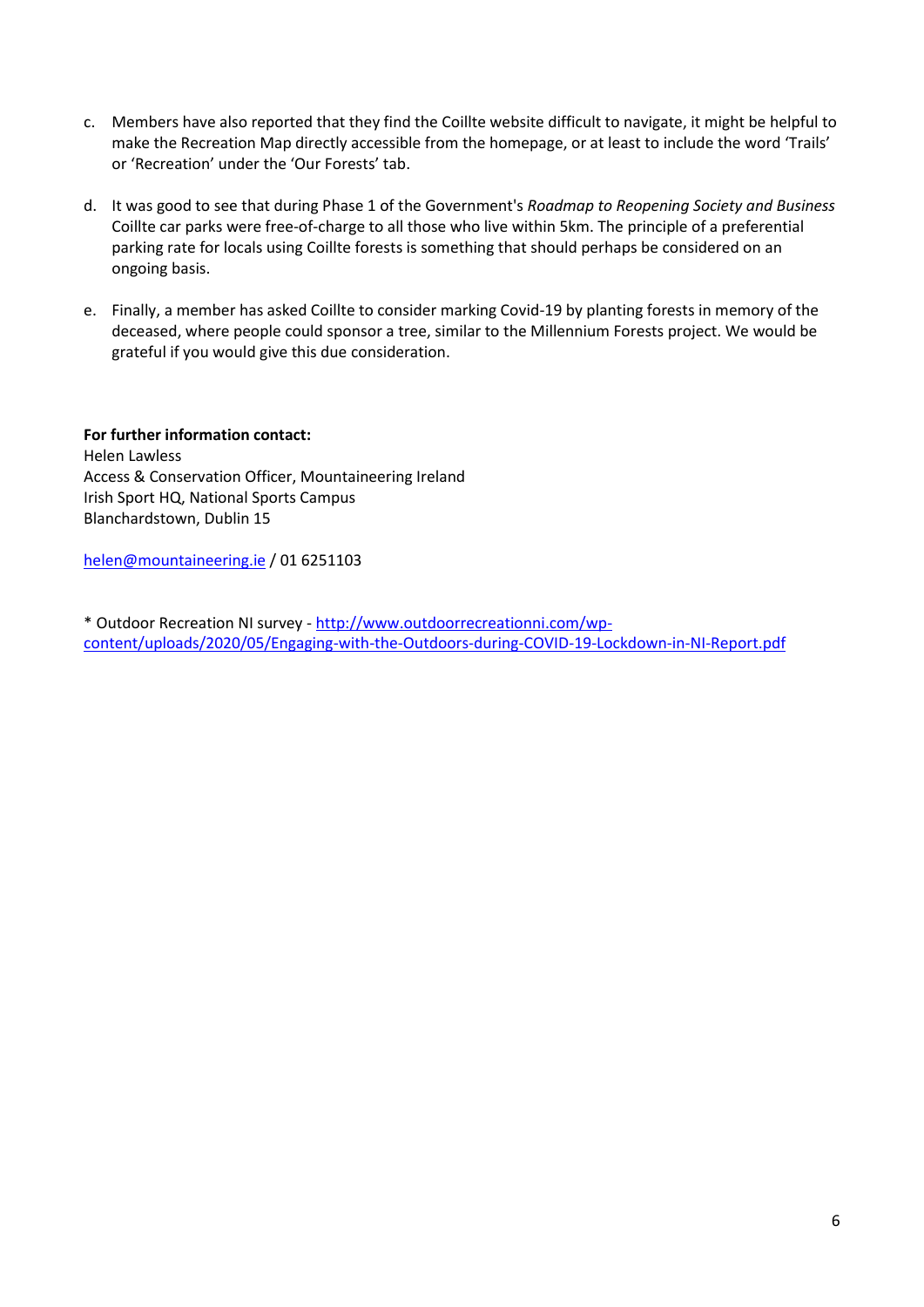c. Members have also reported that they find the Coillte website difficult to navigate, it might be helpful to make the Recreation Map directly accessible from the homepage, or at least to include the word 'Trails' or 'Recreation' under the 'Our Forests' tab.

d. It was good to see that during Phase 1 of the Government's *Roadmap to Reopening Society and Business* Coillte car parks were free-of-charge to all those who live within 5km. The principle of a preferential parking rate for locals using Coillte forests is something that should perhaps be considered on an ongoing basis.

e. Finally, a member has asked Coillte to consider marking Covid-19 by planting forests in memory of the deceased, where people could sponsor a tree, similar to the Millennium Forests project. We would be grateful if you would give this due consideration.

**For further information contact:**
Helen Lawless
Access & Conservation Officer, Mountaineering Ireland
Irish Sport HQ, National Sports Campus
Blanchardstown, Dublin 15

helen@mountaineering.ie / 01 6251103

* Outdoor Recreation NI survey - http://www.outdoorrecreationni.com/wp-content/uploads/2020/05/Engaging-with-the-Outdoors-during-COVID-19-Lockdown-in-NI-Report.pdf